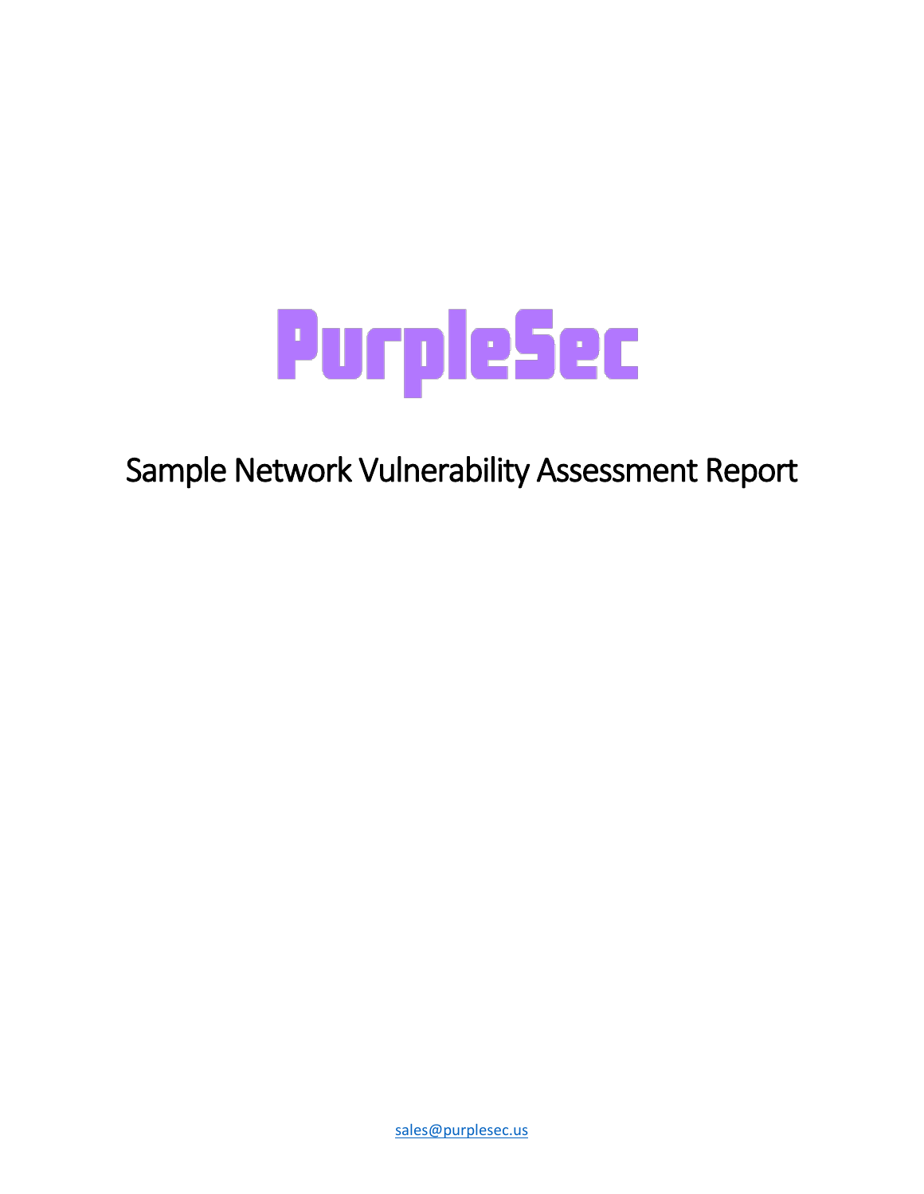# PurpleSec

## Sample Network Vulnerability Assessment Report

sales@purplesec.us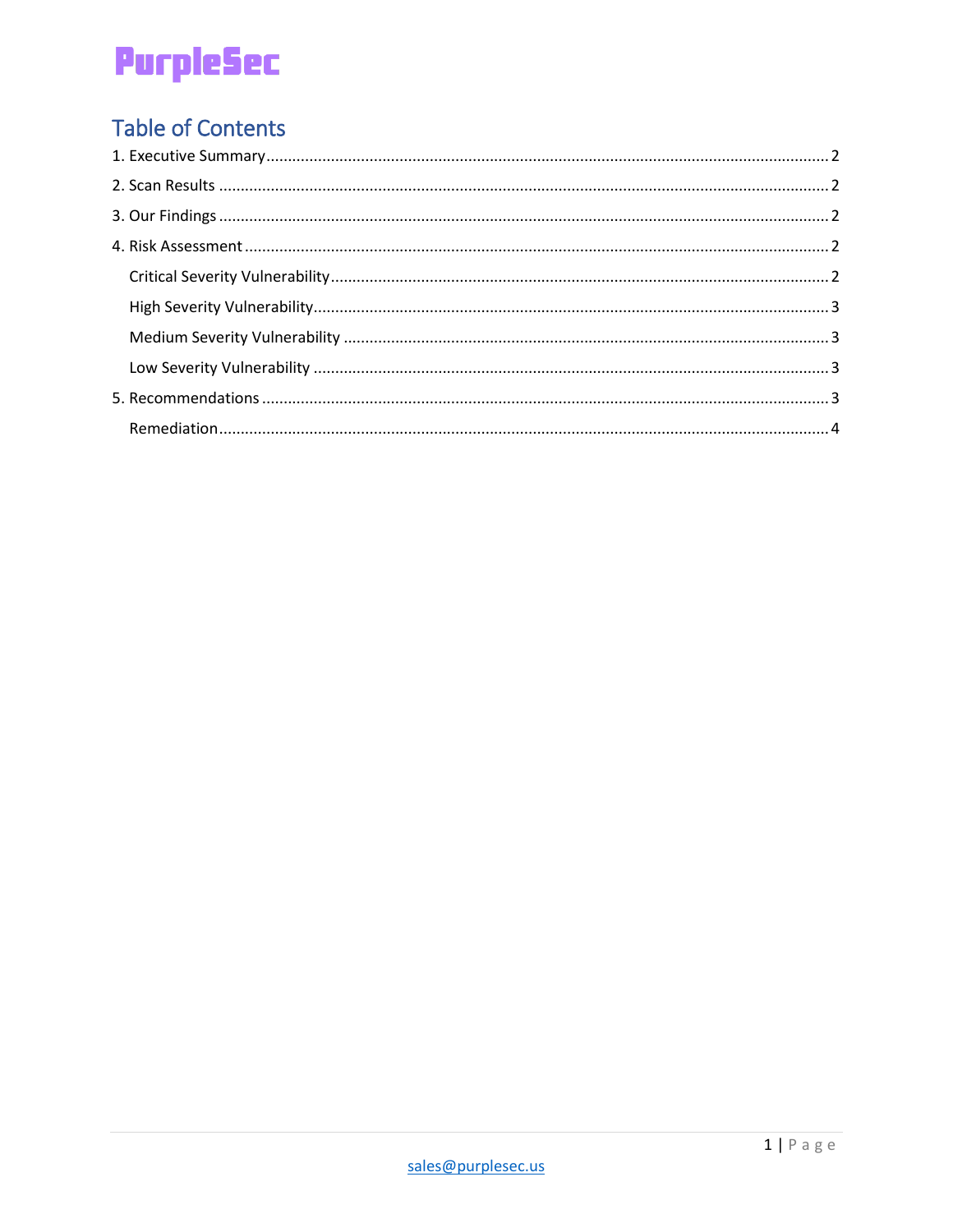# Table of Contents

1. Executive Summary ........ 2
2. Scan Results ........ 2
3. Our Findings ........ 2
4. Risk Assessment ........ 2
   - Critical Severity Vulnerability ........ 2
   - High Severity Vulnerability ........ 3
   - Medium Severity Vulnerability ........ 3
   - Low Severity Vulnerability ........ 3
5. Recommendations ........ 3
   - Remediation ........ 4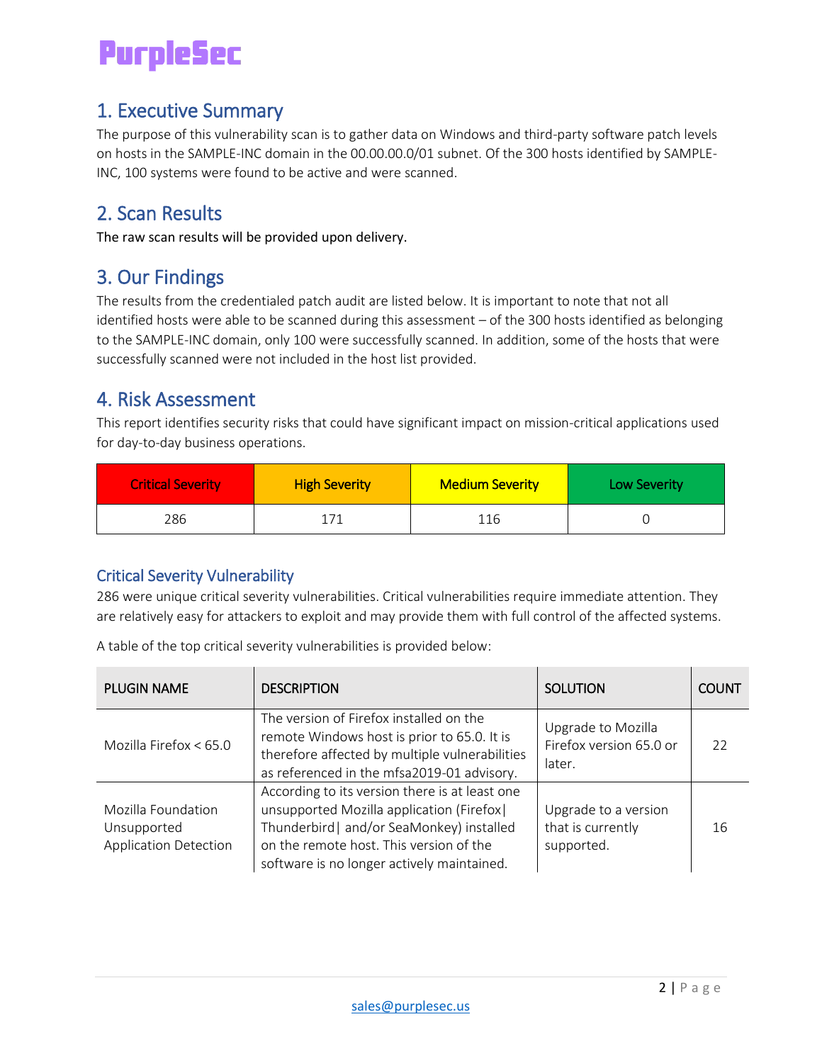PurpleSec

## 1. Executive Summary

The purpose of this vulnerability scan is to gather data on Windows and third-party software patch levels on hosts in the SAMPLE-INC domain in the 00.00.00.0/01 subnet. Of the 300 hosts identified by SAMPLE-INC, 100 systems were found to be active and were scanned.

## 2. Scan Results

The raw scan results will be provided upon delivery.

## 3. Our Findings

The results from the credentialed patch audit are listed below. It is important to note that not all identified hosts were able to be scanned during this assessment – of the 300 hosts identified as belonging to the SAMPLE-INC domain, only 100 were successfully scanned. In addition, some of the hosts that were successfully scanned were not included in the host list provided.

## 4. Risk Assessment

This report identifies security risks that could have significant impact on mission-critical applications used for day-to-day business operations.

| Critical Severity | High Severity | Medium Severity | Low Severity |
|---|---|---|---|
| 286 | 171 | 116 | 0 |

### Critical Severity Vulnerability

286 were unique critical severity vulnerabilities. Critical vulnerabilities require immediate attention. They are relatively easy for attackers to exploit and may provide them with full control of the affected systems.

A table of the top critical severity vulnerabilities is provided below:

| PLUGIN NAME | DESCRIPTION | SOLUTION | COUNT |
|---|---|---|---|
| Mozilla Firefox < 65.0 | The version of Firefox installed on the remote Windows host is prior to 65.0. It is therefore affected by multiple vulnerabilities as referenced in the mfsa2019-01 advisory. | Upgrade to Mozilla Firefox version 65.0 or later. | 22 |
| Mozilla Foundation Unsupported Application Detection | According to its version there is at least one unsupported Mozilla application (Firefox\| Thunderbird\| and/or SeaMonkey) installed on the remote host. This version of the software is no longer actively maintained. | Upgrade to a version that is currently supported. | 16 |

sales@purplesec.us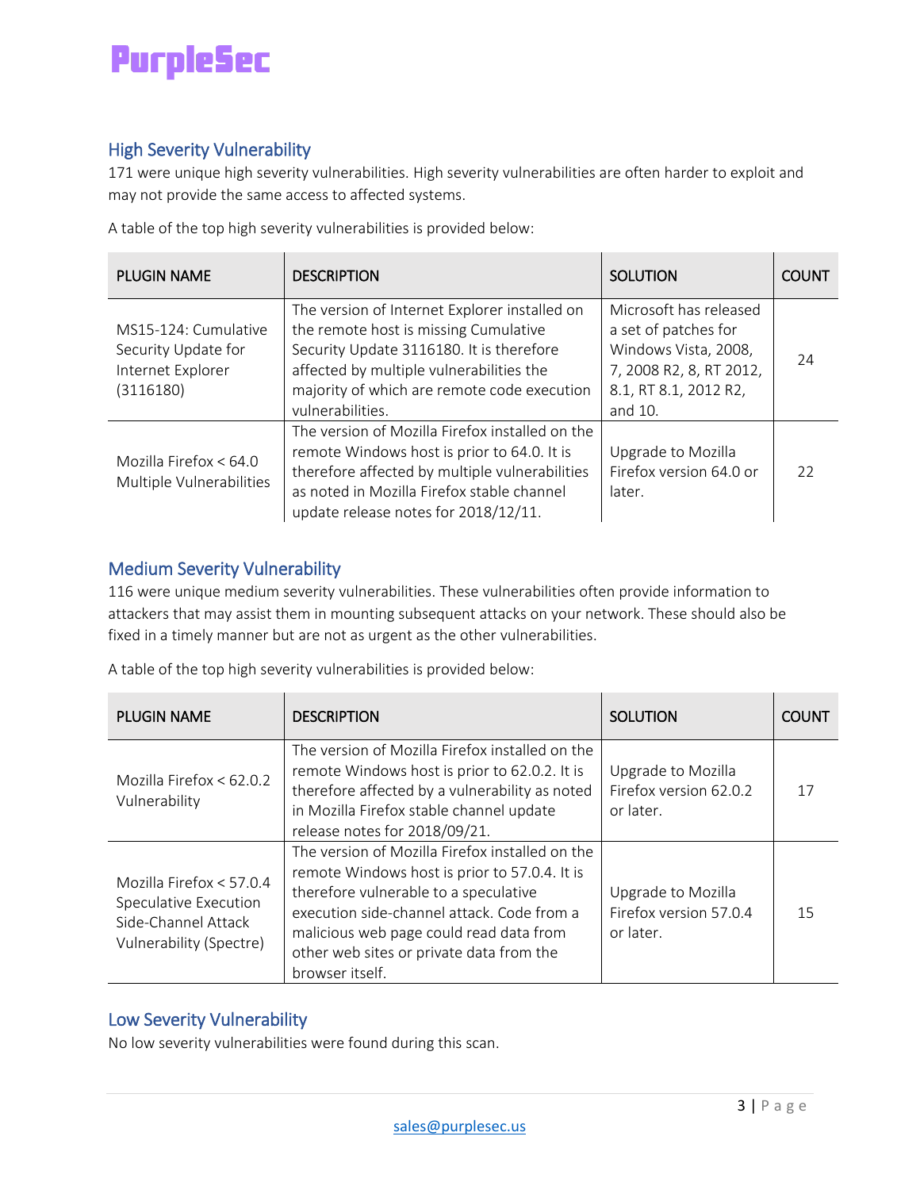## High Severity Vulnerability

171 were unique high severity vulnerabilities. High severity vulnerabilities are often harder to exploit and may not provide the same access to affected systems.

A table of the top high severity vulnerabilities is provided below:

| PLUGIN NAME | DESCRIPTION | SOLUTION | COUNT |
|---|---|---|---|
| MS15-124: Cumulative Security Update for Internet Explorer (3116180) | The version of Internet Explorer installed on the remote host is missing Cumulative Security Update 3116180. It is therefore affected by multiple vulnerabilities the majority of which are remote code execution vulnerabilities. | Microsoft has released a set of patches for Windows Vista, 2008, 7, 2008 R2, 8, RT 2012, 8.1, RT 8.1, 2012 R2, and 10. | 24 |
| Mozilla Firefox < 64.0 Multiple Vulnerabilities | The version of Mozilla Firefox installed on the remote Windows host is prior to 64.0. It is therefore affected by multiple vulnerabilities as noted in Mozilla Firefox stable channel update release notes for 2018/12/11. | Upgrade to Mozilla Firefox version 64.0 or later. | 22 |

## Medium Severity Vulnerability

116 were unique medium severity vulnerabilities. These vulnerabilities often provide information to attackers that may assist them in mounting subsequent attacks on your network. These should also be fixed in a timely manner but are not as urgent as the other vulnerabilities.

A table of the top high severity vulnerabilities is provided below:

| PLUGIN NAME | DESCRIPTION | SOLUTION | COUNT |
|---|---|---|---|
| Mozilla Firefox < 62.0.2 Vulnerability | The version of Mozilla Firefox installed on the remote Windows host is prior to 62.0.2. It is therefore affected by a vulnerability as noted in Mozilla Firefox stable channel update release notes for 2018/09/21. | Upgrade to Mozilla Firefox version 62.0.2 or later. | 17 |
| Mozilla Firefox < 57.0.4 Speculative Execution Side-Channel Attack Vulnerability (Spectre) | The version of Mozilla Firefox installed on the remote Windows host is prior to 57.0.4. It is therefore vulnerable to a speculative execution side-channel attack. Code from a malicious web page could read data from other web sites or private data from the browser itself. | Upgrade to Mozilla Firefox version 57.0.4 or later. | 15 |

## Low Severity Vulnerability

No low severity vulnerabilities were found during this scan.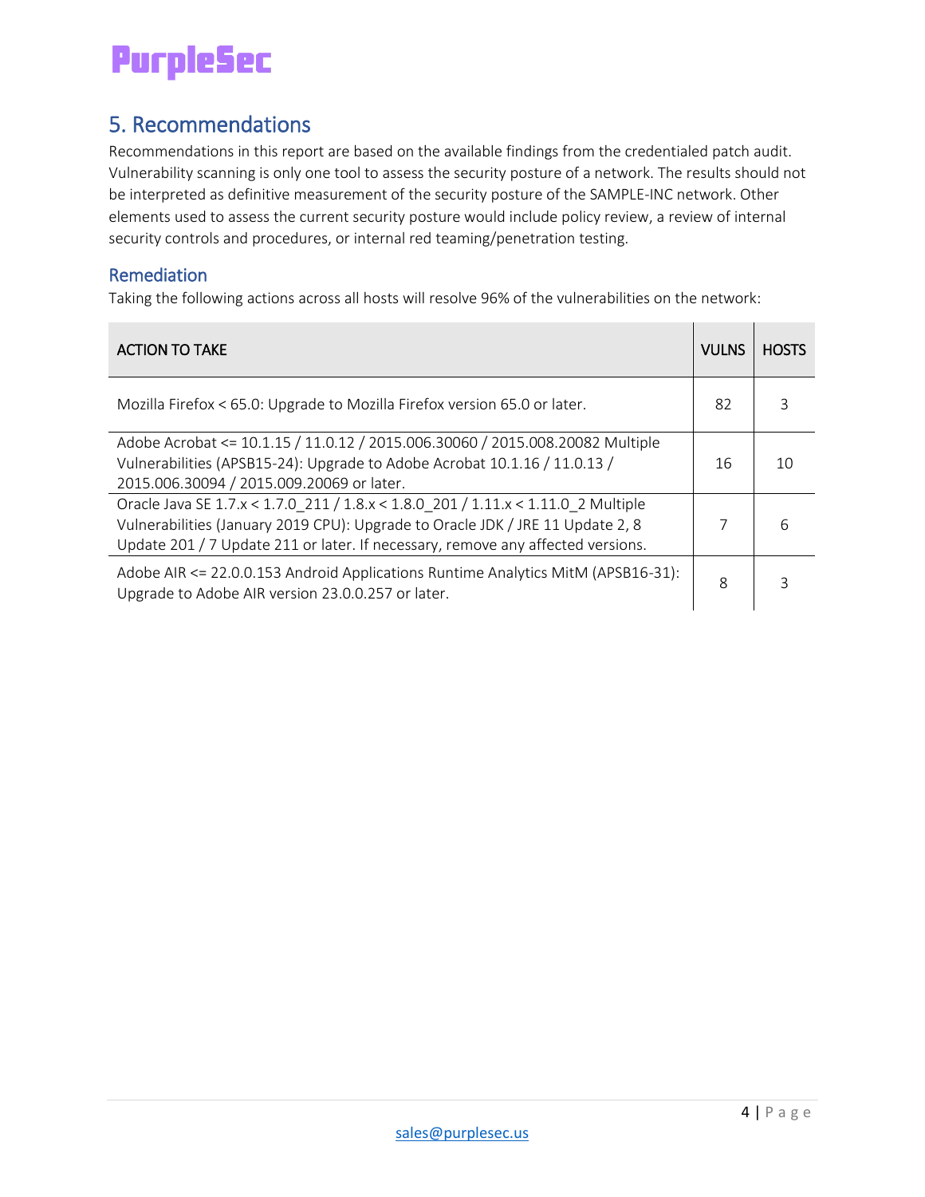# 5. Recommendations

Recommendations in this report are based on the available findings from the credentialed patch audit. Vulnerability scanning is only one tool to assess the security posture of a network. The results should not be interpreted as definitive measurement of the security posture of the SAMPLE-INC network. Other elements used to assess the current security posture would include policy review, a review of internal security controls and procedures, or internal red teaming/penetration testing.

## Remediation

Taking the following actions across all hosts will resolve 96% of the vulnerabilities on the network:

| ACTION TO TAKE | VULNS | HOSTS |
|---|---|---|
| Mozilla Firefox < 65.0: Upgrade to Mozilla Firefox version 65.0 or later. | 82 | 3 |
| Adobe Acrobat <= 10.1.15 / 11.0.12 / 2015.006.30060 / 2015.008.20082 Multiple Vulnerabilities (APSB15-24): Upgrade to Adobe Acrobat 10.1.16 / 11.0.13 / 2015.006.30094 / 2015.009.20069 or later. | 16 | 10 |
| Oracle Java SE 1.7.x < 1.7.0_211 / 1.8.x < 1.8.0_201 / 1.11.x < 1.11.0_2 Multiple Vulnerabilities (January 2019 CPU): Upgrade to Oracle JDK / JRE 11 Update 2, 8 Update 201 / 7 Update 211 or later. If necessary, remove any affected versions. | 7 | 6 |
| Adobe AIR <= 22.0.0.153 Android Applications Runtime Analytics MitM (APSB16-31): Upgrade to Adobe AIR version 23.0.0.257 or later. | 8 | 3 |

sales@purplesec.us